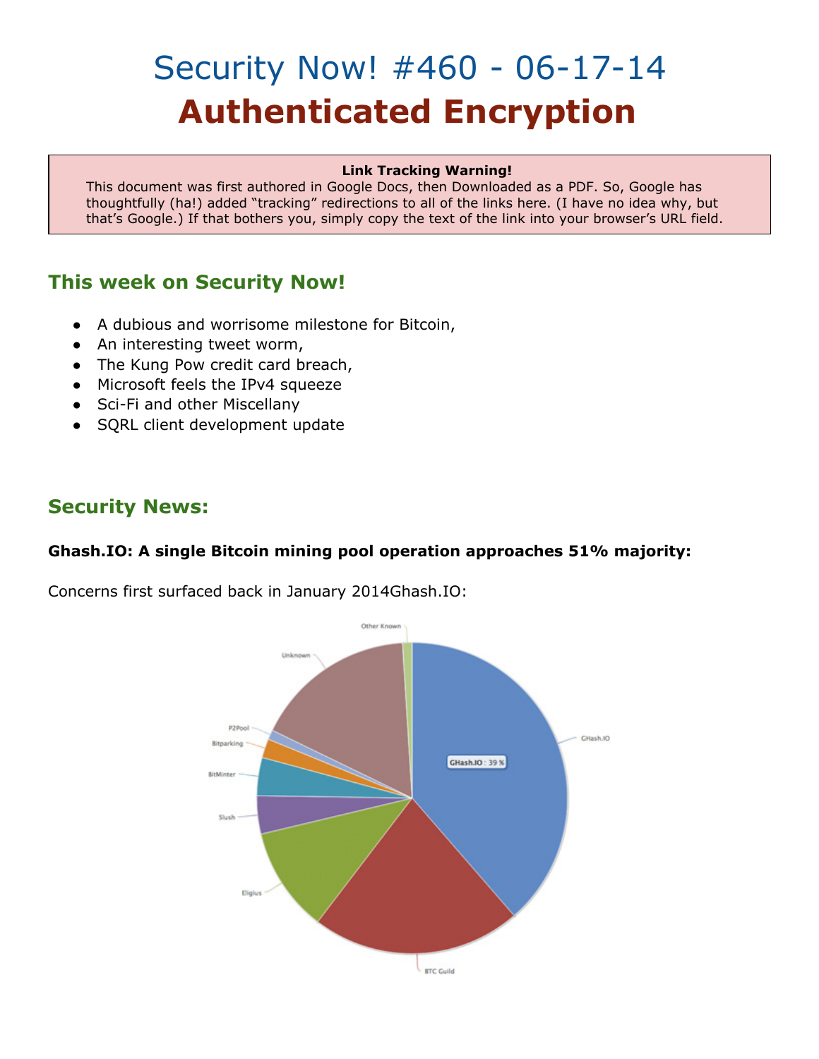# Security Now! #460 - 06-17-14

# Authenticated Encryption

**Link Tracking Warning!**

This document was first authored in Google Docs, then Downloaded as a PDF. So, Google has thoughtfully (ha!) added "tracking" redirections to all of the links here. (I have no idea why, but that's Google.) If that bothers you, simply copy the text of the link into your browser's URL field.

## This week on Security Now!

- A dubious and worrisome milestone for Bitcoin,
- An interesting tweet worm,
- The Kung Pow credit card breach,
- Microsoft feels the IPv4 squeeze
- Sci-Fi and other Miscellany
- SQRL client development update

## Security News:

**Ghash.IO: A single Bitcoin mining pool operation approaches 51% majority:**

Concerns first surfaced back in January 2014Ghash.IO: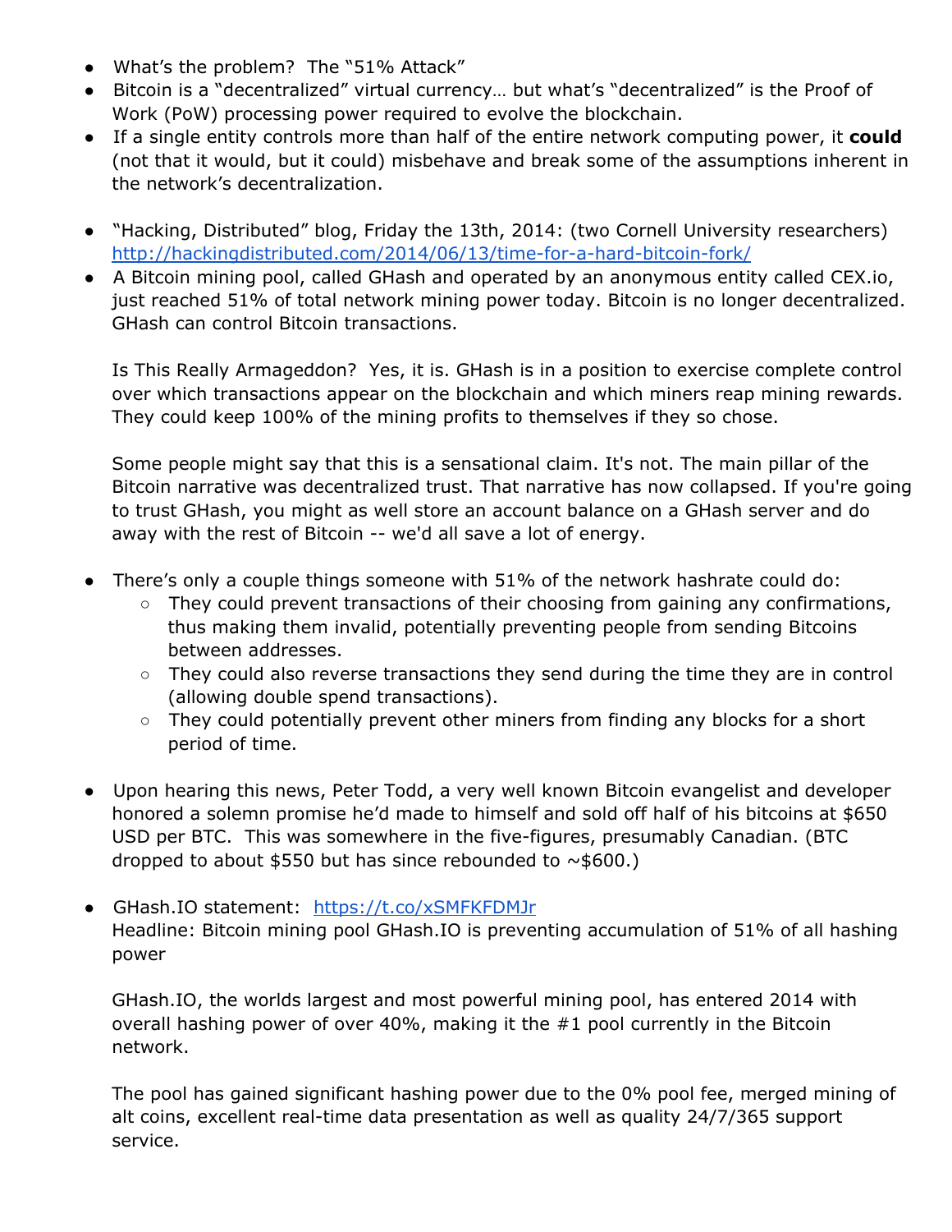- What's the problem? The "51% Attack"
- Bitcoin is a "decentralized" virtual currency… but what's "decentralized" is the Proof of Work (PoW) processing power required to evolve the blockchain.
- If a single entity controls more than half of the entire network computing power, it **could** (not that it would, but it could) misbehave and break some of the assumptions inherent in the network's decentralization.

- "Hacking, Distributed" blog, Friday the 13th, 2014: (two Cornell University researchers) [http://hackingdistributed.com/2014/06/13/time-for-a-hard-bitcoin-fork/](http://hackingdistributed.com/2014/06/13/time-for-a-hard-bitcoin-fork/)
- A Bitcoin mining pool, called GHash and operated by an anonymous entity called CEX.io, just reached 51% of total network mining power today. Bitcoin is no longer decentralized. GHash can control Bitcoin transactions.

  Is This Really Armageddon? Yes, it is. GHash is in a position to exercise complete control over which transactions appear on the blockchain and which miners reap mining rewards. They could keep 100% of the mining profits to themselves if they so chose.

  Some people might say that this is a sensational claim. It's not. The main pillar of the Bitcoin narrative was decentralized trust. That narrative has now collapsed. If you're going to trust GHash, you might as well store an account balance on a GHash server and do away with the rest of Bitcoin -- we'd all save a lot of energy.

- There's only a couple things someone with 51% of the network hashrate could do:
  - They could prevent transactions of their choosing from gaining any confirmations, thus making them invalid, potentially preventing people from sending Bitcoins between addresses.
  - They could also reverse transactions they send during the time they are in control (allowing double spend transactions).
  - They could potentially prevent other miners from finding any blocks for a short period of time.

- Upon hearing this news, Peter Todd, a very well known Bitcoin evangelist and developer honored a solemn promise he'd made to himself and sold off half of his bitcoins at $650 USD per BTC. This was somewhere in the five-figures, presumably Canadian. (BTC dropped to about $550 but has since rebounded to ~$600.)

- GHash.IO statement: [https://t.co/xSMFKFDMJr](https://t.co/xSMFKFDMJr)
  Headline: Bitcoin mining pool GHash.IO is preventing accumulation of 51% of all hashing power

  GHash.IO, the worlds largest and most powerful mining pool, has entered 2014 with overall hashing power of over 40%, making it the #1 pool currently in the Bitcoin network.

  The pool has gained significant hashing power due to the 0% pool fee, merged mining of alt coins, excellent real-time data presentation as well as quality 24/7/365 support service.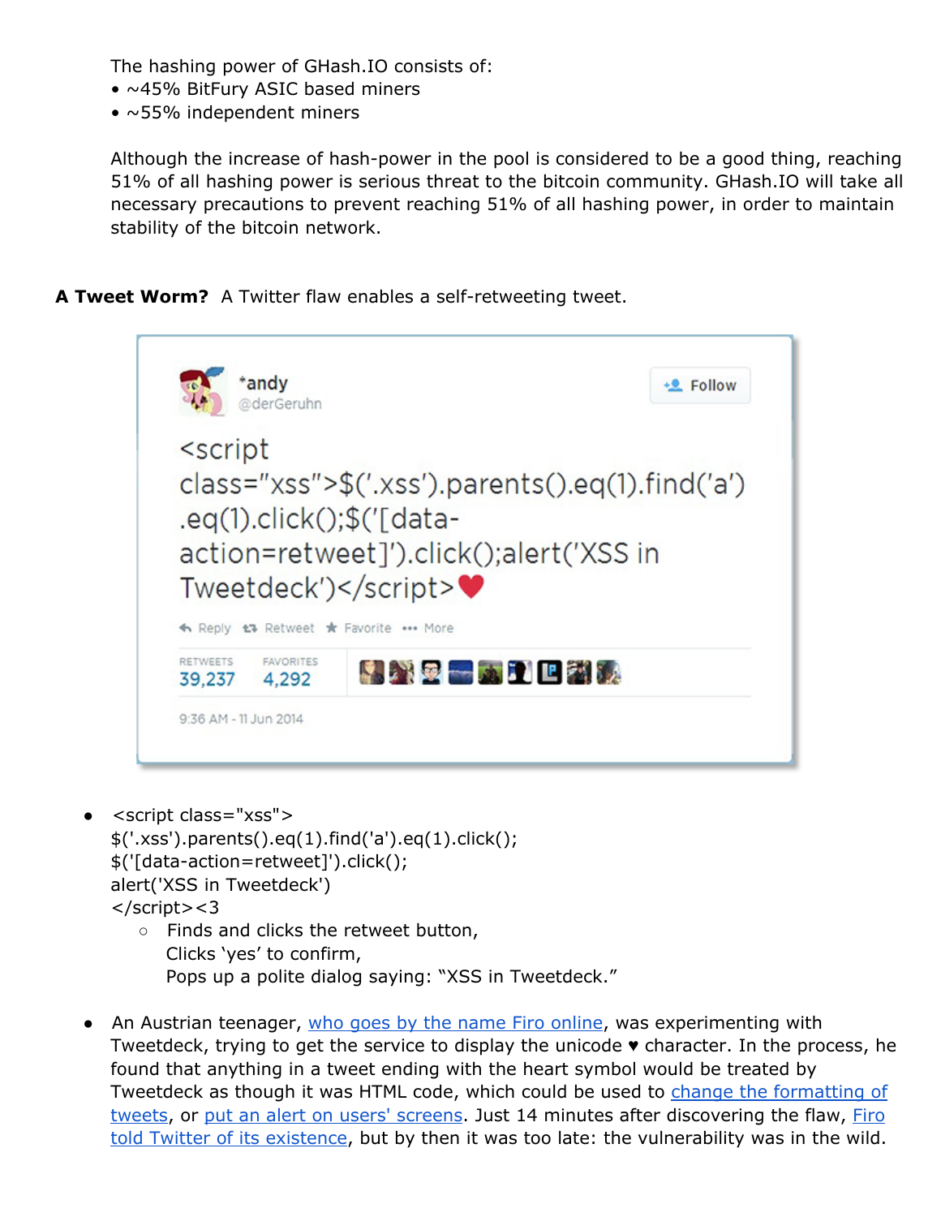The hashing power of GHash.IO consists of:

- ~45% BitFury ASIC based miners
- ~55% independent miners

Although the increase of hash-power in the pool is considered to be a good thing, reaching 51% of all hashing power is serious threat to the bitcoin community. GHash.IO will take all necessary precautions to prevent reaching 51% of all hashing power, in order to maintain stability of the bitcoin network.

**A Tweet Worm?** A Twitter flaw enables a self-retweeting tweet.

- ```
  <script class="xss">
  $('.xss').parents().eq(1).find('a').eq(1).click();
  $('[data-action=retweet]').click();
  alert('XSS in Tweetdeck')
  </script><3
  ```
  - Finds and clicks the retweet button,
    Clicks 'yes' to confirm,
    Pops up a polite dialog saying: "XSS in Tweetdeck."

- An Austrian teenager, who goes by the name Firo online, was experimenting with Tweetdeck, trying to get the service to display the unicode ♥ character. In the process, he found that anything in a tweet ending with the heart symbol would be treated by Tweetdeck as though it was HTML code, which could be used to change the formatting of tweets, or put an alert on users' screens. Just 14 minutes after discovering the flaw, Firo told Twitter of its existence, but by then it was too late: the vulnerability was in the wild.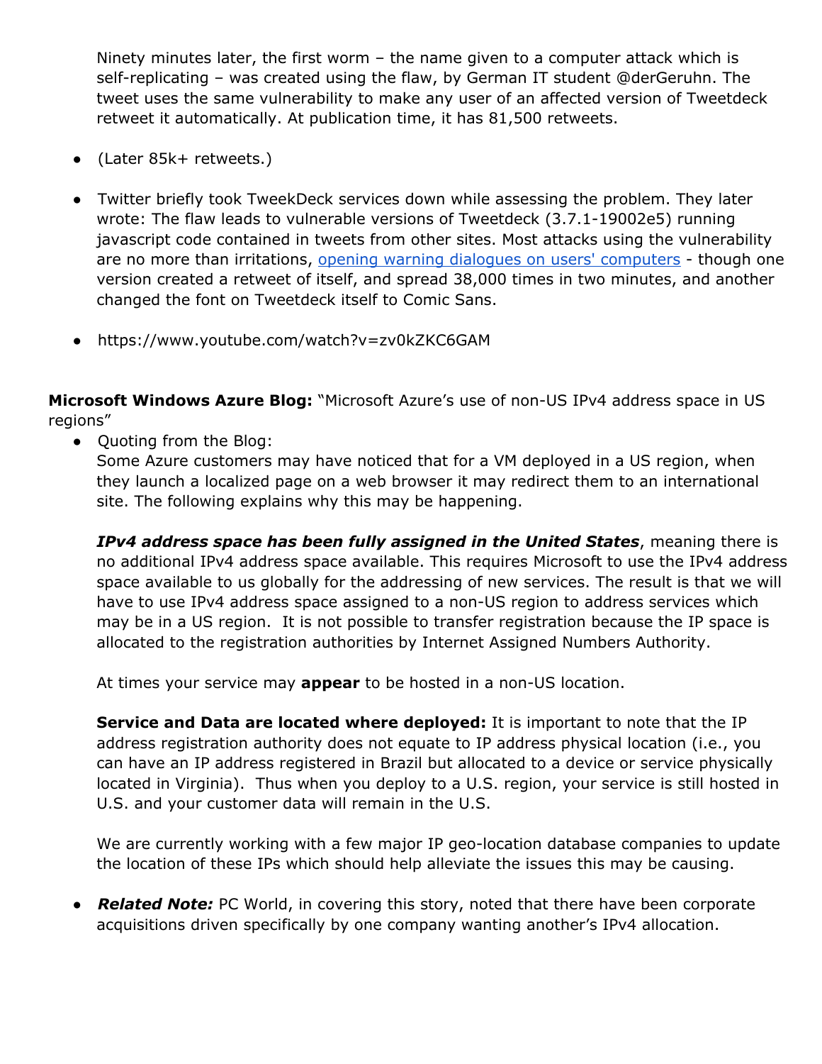Ninety minutes later, the first worm – the name given to a computer attack which is self-replicating – was created using the flaw, by German IT student @derGeruhn. The tweet uses the same vulnerability to make any user of an affected version of Tweetdeck retweet it automatically. At publication time, it has 81,500 retweets.

- (Later 85k+ retweets.)
- Twitter briefly took TweekDeck services down while assessing the problem. They later wrote: The flaw leads to vulnerable versions of Tweetdeck (3.7.1-19002e5) running javascript code contained in tweets from other sites. Most attacks using the vulnerability are no more than irritations, [opening warning dialogues on users' computers]() - though one version created a retweet of itself, and spread 38,000 times in two minutes, and another changed the font on Tweetdeck itself to Comic Sans.
- https://www.youtube.com/watch?v=zv0kZKC6GAM

**Microsoft Windows Azure Blog:** "Microsoft Azure's use of non-US IPv4 address space in US regions"

- Quoting from the Blog:
  Some Azure customers may have noticed that for a VM deployed in a US region, when they launch a localized page on a web browser it may redirect them to an international site. The following explains why this may be happening.

  ***IPv4 address space has been fully assigned in the United States***, meaning there is no additional IPv4 address space available. This requires Microsoft to use the IPv4 address space available to us globally for the addressing of new services. The result is that we will have to use IPv4 address space assigned to a non-US region to address services which may be in a US region. It is not possible to transfer registration because the IP space is allocated to the registration authorities by Internet Assigned Numbers Authority.

  At times your service may **appear** to be hosted in a non-US location.

  **Service and Data are located where deployed:** It is important to note that the IP address registration authority does not equate to IP address physical location (i.e., you can have an IP address registered in Brazil but allocated to a device or service physically located in Virginia). Thus when you deploy to a U.S. region, your service is still hosted in U.S. and your customer data will remain in the U.S.

  We are currently working with a few major IP geo-location database companies to update the location of these IPs which should help alleviate the issues this may be causing.

- ***Related Note:*** PC World, in covering this story, noted that there have been corporate acquisitions driven specifically by one company wanting another's IPv4 allocation.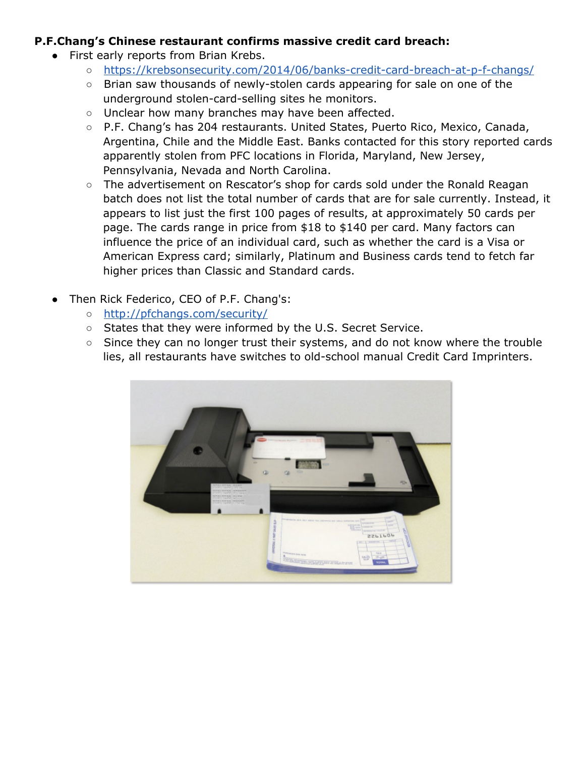**P.F.Chang's Chinese restaurant confirms massive credit card breach:**

- First early reports from Brian Krebs.
  - [https://krebsonsecurity.com/2014/06/banks-credit-card-breach-at-p-f-changs/](https://krebsonsecurity.com/2014/06/banks-credit-card-breach-at-p-f-changs/)
  - Brian saw thousands of newly-stolen cards appearing for sale on one of the underground stolen-card-selling sites he monitors.
  - Unclear how many branches may have been affected.
  - P.F. Chang's has 204 restaurants. United States, Puerto Rico, Mexico, Canada, Argentina, Chile and the Middle East. Banks contacted for this story reported cards apparently stolen from PFC locations in Florida, Maryland, New Jersey, Pennsylvania, Nevada and North Carolina.
  - The advertisement on Rescator's shop for cards sold under the Ronald Reagan batch does not list the total number of cards that are for sale currently. Instead, it appears to list just the first 100 pages of results, at approximately 50 cards per page. The cards range in price from $18 to $140 per card. Many factors can influence the price of an individual card, such as whether the card is a Visa or American Express card; similarly, Platinum and Business cards tend to fetch far higher prices than Classic and Standard cards.

- Then Rick Federico, CEO of P.F. Chang's:
  - [http://pfchangs.com/security/](http://pfchangs.com/security/)
  - States that they were informed by the U.S. Secret Service.
  - Since they can no longer trust their systems, and do not know where the trouble lies, all restaurants have switches to old-school manual Credit Card Imprinters.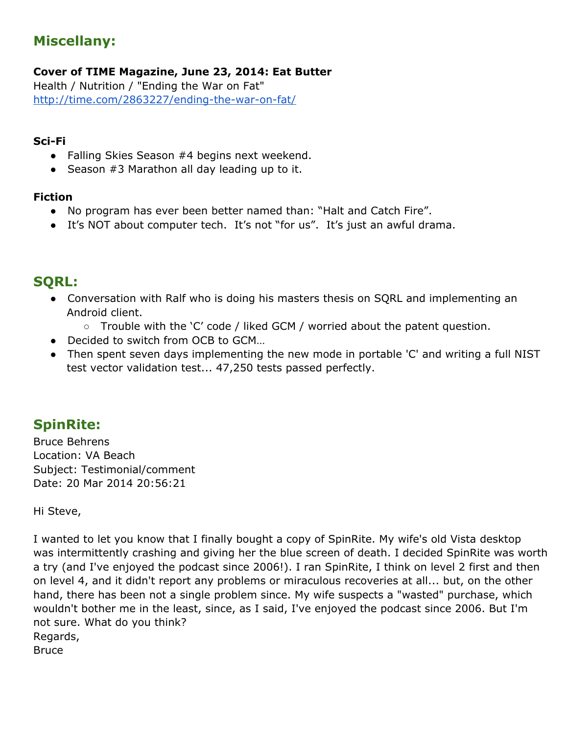## Miscellany:

**Cover of TIME Magazine, June 23, 2014: Eat Butter**
Health / Nutrition / "Ending the War on Fat"
http://time.com/2863227/ending-the-war-on-fat/

**Sci-Fi**

- Falling Skies Season #4 begins next weekend.
- Season #3 Marathon all day leading up to it.

**Fiction**

- No program has ever been better named than: “Halt and Catch Fire”.
- It’s NOT about computer tech. It’s not “for us”. It’s just an awful drama.

## SQRL:

- Conversation with Ralf who is doing his masters thesis on SQRL and implementing an Android client.
  - Trouble with the ‘C’ code / liked GCM / worried about the patent question.
- Decided to switch from OCB to GCM…
- Then spent seven days implementing the new mode in portable 'C' and writing a full NIST test vector validation test... 47,250 tests passed perfectly.

## SpinRite:

Bruce Behrens
Location: VA Beach
Subject: Testimonial/comment
Date: 20 Mar 2014 20:56:21

Hi Steve,

I wanted to let you know that I finally bought a copy of SpinRite. My wife's old Vista desktop was intermittently crashing and giving her the blue screen of death. I decided SpinRite was worth a try (and I've enjoyed the podcast since 2006!). I ran SpinRite, I think on level 2 first and then on level 4, and it didn't report any problems or miraculous recoveries at all... but, on the other hand, there has been not a single problem since. My wife suspects a "wasted" purchase, which wouldn't bother me in the least, since, as I said, I've enjoyed the podcast since 2006. But I'm not sure. What do you think?
Regards,
Bruce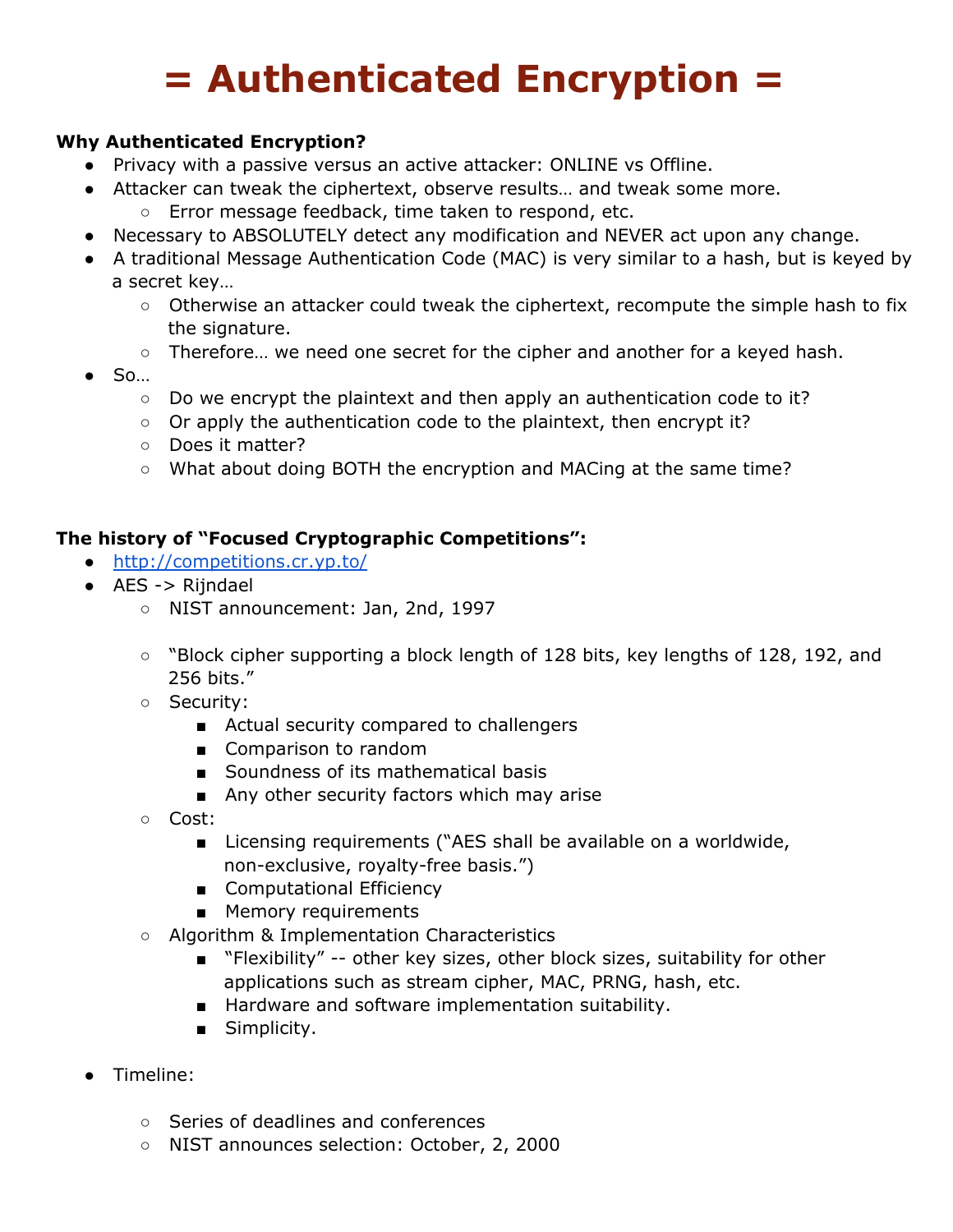# = Authenticated Encryption =

**Why Authenticated Encryption?**

- Privacy with a passive versus an active attacker: ONLINE vs Offline.
- Attacker can tweak the ciphertext, observe results… and tweak some more.
  - Error message feedback, time taken to respond, etc.
- Necessary to ABSOLUTELY detect any modification and NEVER act upon any change.
- A traditional Message Authentication Code (MAC) is very similar to a hash, but is keyed by a secret key…
  - Otherwise an attacker could tweak the ciphertext, recompute the simple hash to fix the signature.
  - Therefore… we need one secret for the cipher and another for a keyed hash.
- So…
  - Do we encrypt the plaintext and then apply an authentication code to it?
  - Or apply the authentication code to the plaintext, then encrypt it?
  - Does it matter?
  - What about doing BOTH the encryption and MACing at the same time?

**The history of "Focused Cryptographic Competitions":**

- http://competitions.cr.yp.to/
- AES -> Rijndael
  - NIST announcement: Jan, 2nd, 1997
  - "Block cipher supporting a block length of 128 bits, key lengths of 128, 192, and 256 bits."
  - Security:
    - Actual security compared to challengers
    - Comparison to random
    - Soundness of its mathematical basis
    - Any other security factors which may arise
  - Cost:
    - Licensing requirements ("AES shall be available on a worldwide, non-exclusive, royalty-free basis.")
    - Computational Efficiency
    - Memory requirements
  - Algorithm & Implementation Characteristics
    - "Flexibility" -- other key sizes, other block sizes, suitability for other applications such as stream cipher, MAC, PRNG, hash, etc.
    - Hardware and software implementation suitability.
    - Simplicity.
- Timeline:
  - Series of deadlines and conferences
  - NIST announces selection: October, 2, 2000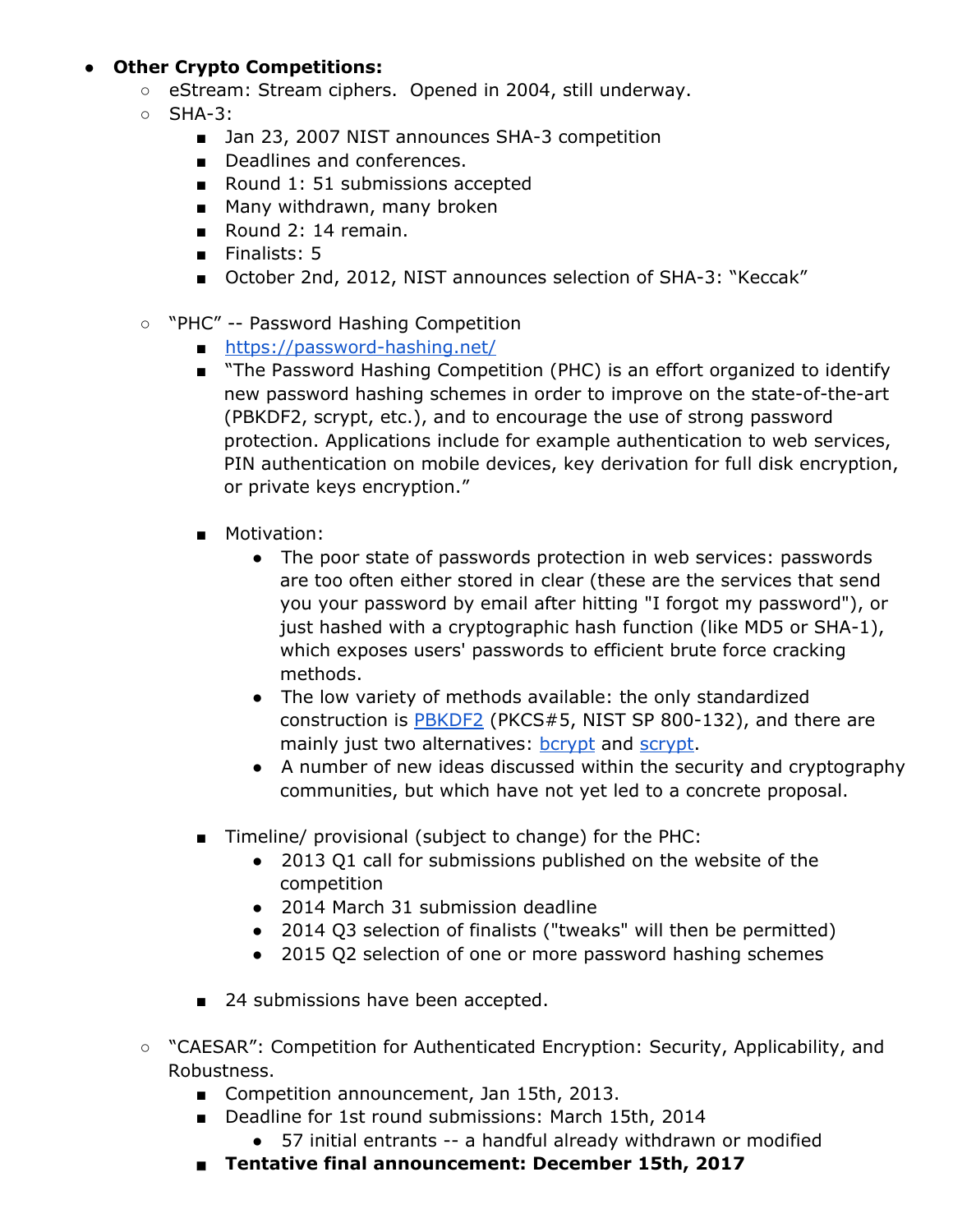- **Other Crypto Competitions:**
  - eStream: Stream ciphers. Opened in 2004, still underway.
  - SHA-3:
    - Jan 23, 2007 NIST announces SHA-3 competition
    - Deadlines and conferences.
    - Round 1: 51 submissions accepted
    - Many withdrawn, many broken
    - Round 2: 14 remain.
    - Finalists: 5
    - October 2nd, 2012, NIST announces selection of SHA-3: "Keccak"

  - "PHC" -- Password Hashing Competition
    - [https://password-hashing.net/](https://password-hashing.net/)
    - "The Password Hashing Competition (PHC) is an effort organized to identify new password hashing schemes in order to improve on the state-of-the-art (PBKDF2, scrypt, etc.), and to encourage the use of strong password protection. Applications include for example authentication to web services, PIN authentication on mobile devices, key derivation for full disk encryption, or private keys encryption."

    - Motivation:
      - The poor state of passwords protection in web services: passwords are too often either stored in clear (these are the services that send you your password by email after hitting "I forgot my password"), or just hashed with a cryptographic hash function (like MD5 or SHA-1), which exposes users' passwords to efficient brute force cracking methods.
      - The low variety of methods available: the only standardized construction is [PBKDF2](PBKDF2) (PKCS#5, NIST SP 800-132), and there are mainly just two alternatives: [bcrypt](bcrypt) and [scrypt](scrypt).
      - A number of new ideas discussed within the security and cryptography communities, but which have not yet led to a concrete proposal.

    - Timeline/ provisional (subject to change) for the PHC:
      - 2013 Q1 call for submissions published on the website of the competition
      - 2014 March 31 submission deadline
      - 2014 Q3 selection of finalists ("tweaks" will then be permitted)
      - 2015 Q2 selection of one or more password hashing schemes

    - 24 submissions have been accepted.

  - "CAESAR": Competition for Authenticated Encryption: Security, Applicability, and Robustness.
    - Competition announcement, Jan 15th, 2013.
    - Deadline for 1st round submissions: March 15th, 2014
      - 57 initial entrants -- a handful already withdrawn or modified
    - **Tentative final announcement: December 15th, 2017**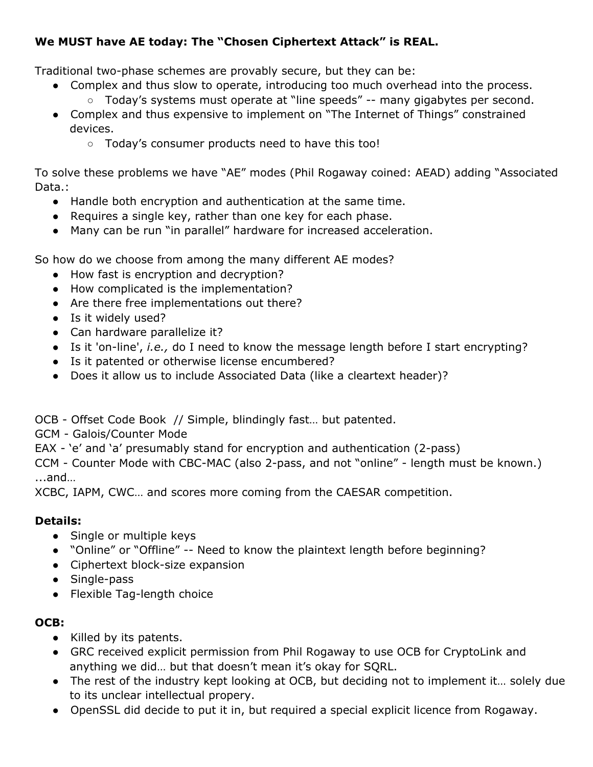**We MUST have AE today: The "Chosen Ciphertext Attack" is REAL.**

Traditional two-phase schemes are provably secure, but they can be:

- Complex and thus slow to operate, introducing too much overhead into the process.
  - Today's systems must operate at "line speeds" -- many gigabytes per second.
- Complex and thus expensive to implement on "The Internet of Things" constrained devices.
  - Today's consumer products need to have this too!

To solve these problems we have "AE" modes (Phil Rogaway coined: AEAD) adding "Associated Data.:

- Handle both encryption and authentication at the same time.
- Requires a single key, rather than one key for each phase.
- Many can be run "in parallel" hardware for increased acceleration.

So how do we choose from among the many different AE modes?

- How fast is encryption and decryption?
- How complicated is the implementation?
- Are there free implementations out there?
- Is it widely used?
- Can hardware parallelize it?
- Is it 'on-line', *i.e.,* do I need to know the message length before I start encrypting?
- Is it patented or otherwise license encumbered?
- Does it allow us to include Associated Data (like a cleartext header)?

OCB - Offset Code Book // Simple, blindingly fast… but patented.
GCM - Galois/Counter Mode
EAX - 'e' and 'a' presumably stand for encryption and authentication (2-pass)
CCM - Counter Mode with CBC-MAC (also 2-pass, and not "online" - length must be known.)
...and…
XCBC, IAPM, CWC… and scores more coming from the CAESAR competition.

**Details:**

- Single or multiple keys
- "Online" or "Offline" -- Need to know the plaintext length before beginning?
- Ciphertext block-size expansion
- Single-pass
- Flexible Tag-length choice

**OCB:**

- Killed by its patents.
- GRC received explicit permission from Phil Rogaway to use OCB for CryptoLink and anything we did… but that doesn't mean it's okay for SQRL.
- The rest of the industry kept looking at OCB, but deciding not to implement it… solely due to its unclear intellectual propery.
- OpenSSL did decide to put it in, but required a special explicit licence from Rogaway.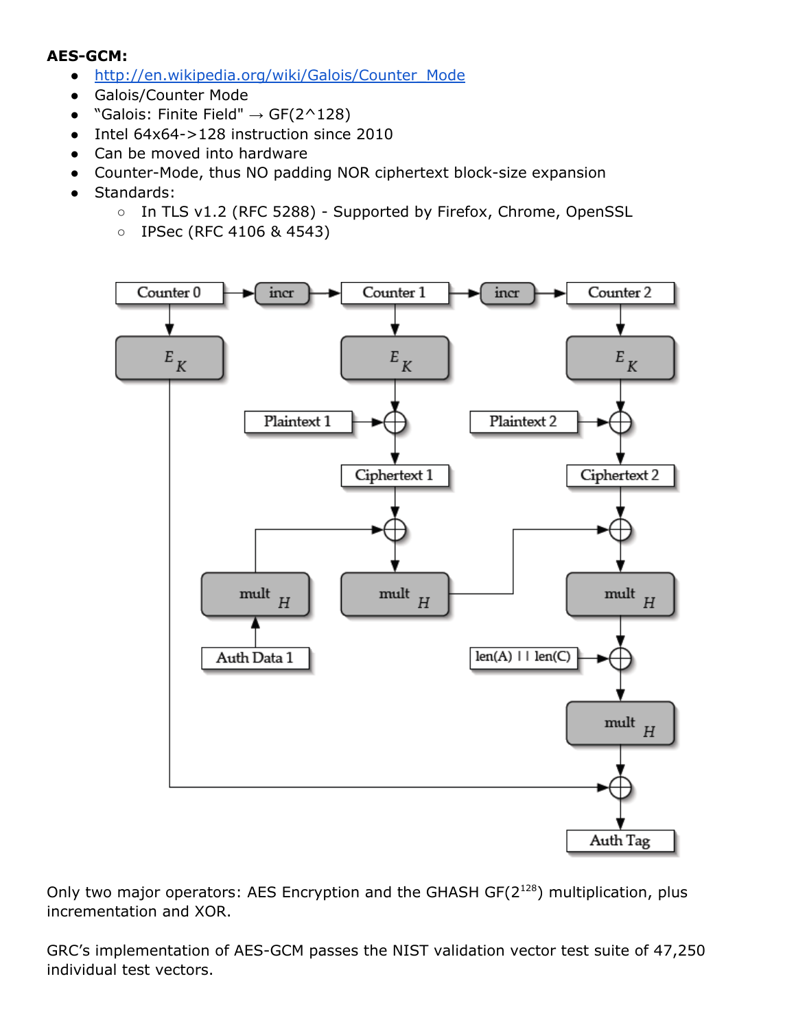**AES-GCM:**

- http://en.wikipedia.org/wiki/Galois/Counter_Mode
- Galois/Counter Mode
- “Galois: Finite Field" → GF(2^128)
- Intel 64x64->128 instruction since 2010
- Can be moved into hardware
- Counter-Mode, thus NO padding NOR ciphertext block-size expansion
- Standards:
  - In TLS v1.2 (RFC 5288) - Supported by Firefox, Chrome, OpenSSL
  - IPSec (RFC 4106 & 4543)

Counter 0
incr
Counter 1
incr
Counter 2
$E_K$
$E_K$
$E_K$
Plaintext 1
Plaintext 2
Ciphertext 1
Ciphertext 2
mult $H$
mult $H$
mult $H$
Auth Data 1
len(A) || len(C)
mult $H$
Auth Tag

Only two major operators: AES Encryption and the GHASH GF($2^{128}$) multiplication, plus incrementation and XOR.

GRC’s implementation of AES-GCM passes the NIST validation vector test suite of 47,250 individual test vectors.